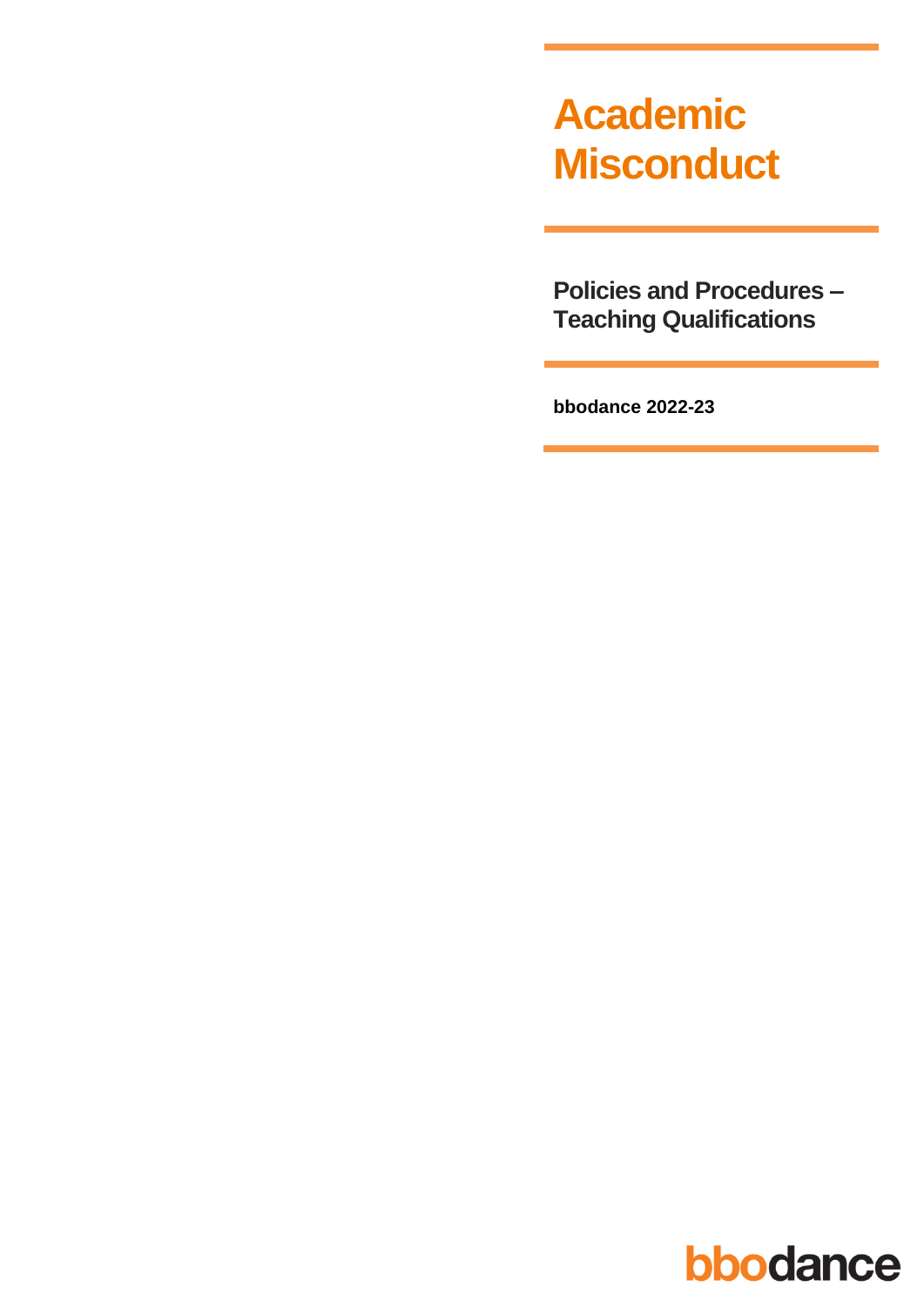# Academic Misconduct

## Policies and Procedures – Teaching Qualifications

**bbodance 2022-23**

bbodance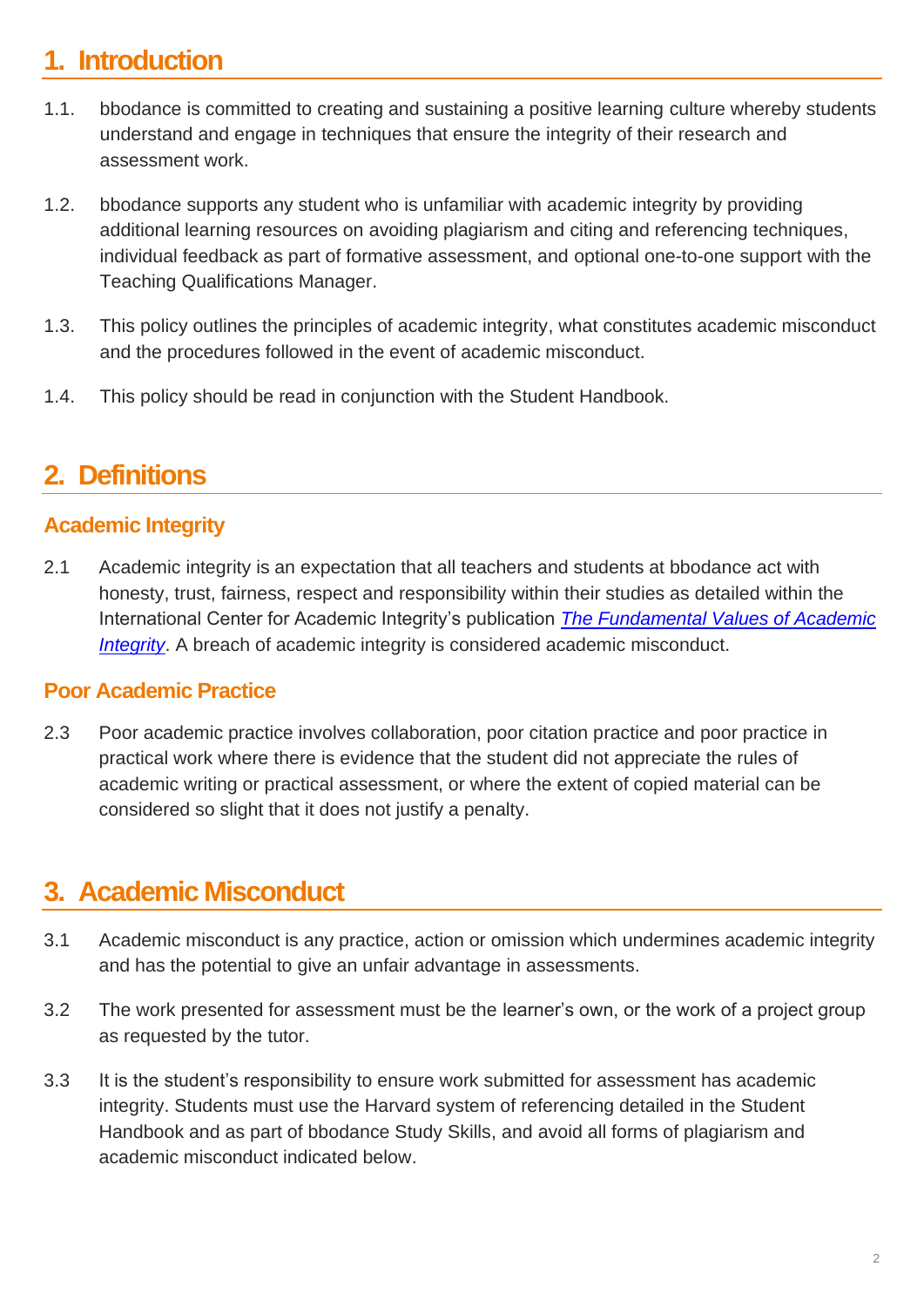## 1. Introduction

1.1. bbodance is committed to creating and sustaining a positive learning culture whereby students understand and engage in techniques that ensure the integrity of their research and assessment work.

1.2. bbodance supports any student who is unfamiliar with academic integrity by providing additional learning resources on avoiding plagiarism and citing and referencing techniques, individual feedback as part of formative assessment, and optional one-to-one support with the Teaching Qualifications Manager.

1.3. This policy outlines the principles of academic integrity, what constitutes academic misconduct and the procedures followed in the event of academic misconduct.

1.4. This policy should be read in conjunction with the Student Handbook.

## 2. Definitions

### Academic Integrity

2.1 Academic integrity is an expectation that all teachers and students at bbodance act with honesty, trust, fairness, respect and responsibility within their studies as detailed within the International Center for Academic Integrity's publication *The Fundamental Values of Academic Integrity*. A breach of academic integrity is considered academic misconduct.

### Poor Academic Practice

2.3 Poor academic practice involves collaboration, poor citation practice and poor practice in practical work where there is evidence that the student did not appreciate the rules of academic writing or practical assessment, or where the extent of copied material can be considered so slight that it does not justify a penalty.

## 3. Academic Misconduct

3.1 Academic misconduct is any practice, action or omission which undermines academic integrity and has the potential to give an unfair advantage in assessments.

3.2 The work presented for assessment must be the learner's own, or the work of a project group as requested by the tutor.

3.3 It is the student's responsibility to ensure work submitted for assessment has academic integrity. Students must use the Harvard system of referencing detailed in the Student Handbook and as part of bbodance Study Skills, and avoid all forms of plagiarism and academic misconduct indicated below.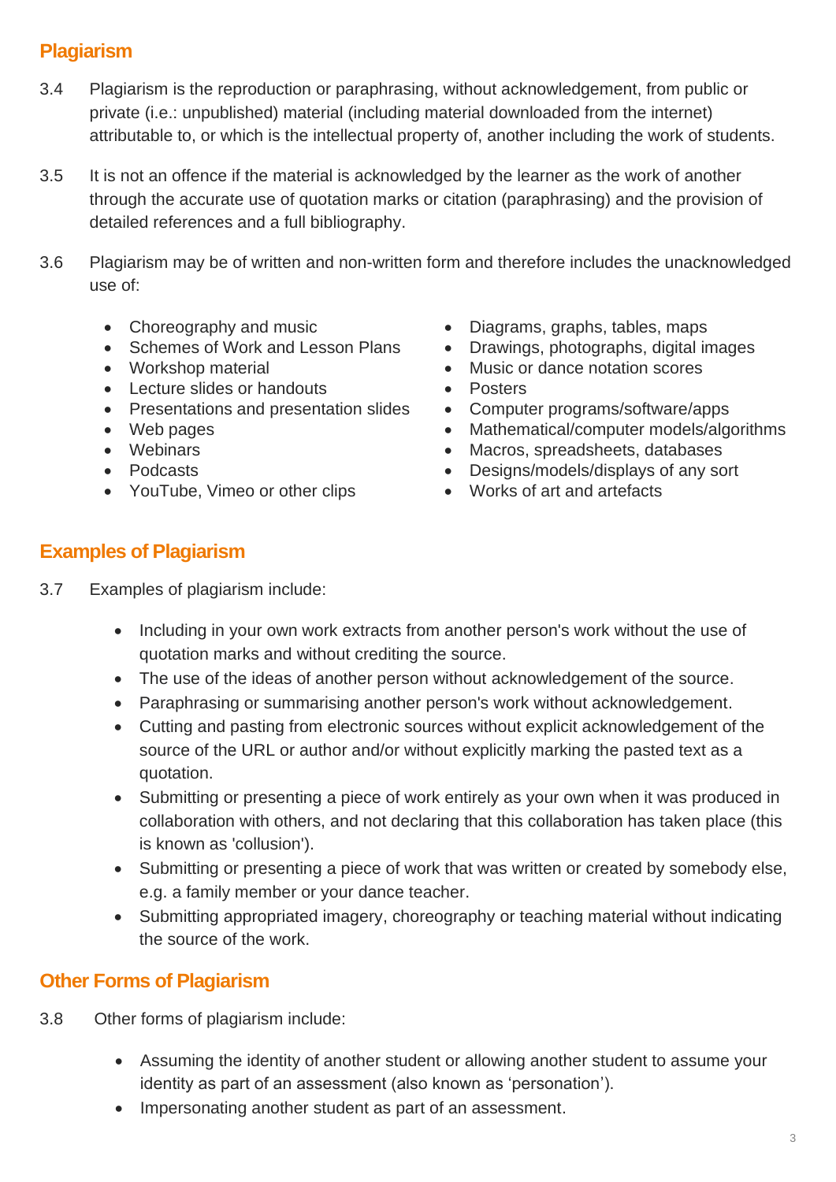## Plagiarism

3.4 Plagiarism is the reproduction or paraphrasing, without acknowledgement, from public or private (i.e.: unpublished) material (including material downloaded from the internet) attributable to, or which is the intellectual property of, another including the work of students.

3.5 It is not an offence if the material is acknowledged by the learner as the work of another through the accurate use of quotation marks or citation (paraphrasing) and the provision of detailed references and a full bibliography.

3.6 Plagiarism may be of written and non-written form and therefore includes the unacknowledged use of:

- Choreography and music
- Schemes of Work and Lesson Plans
- Workshop material
- Lecture slides or handouts
- Presentations and presentation slides
- Web pages
- Webinars
- Podcasts
- YouTube, Vimeo or other clips
- Diagrams, graphs, tables, maps
- Drawings, photographs, digital images
- Music or dance notation scores
- Posters
- Computer programs/software/apps
- Mathematical/computer models/algorithms
- Macros, spreadsheets, databases
- Designs/models/displays of any sort
- Works of art and artefacts

## Examples of Plagiarism

3.7 Examples of plagiarism include:

- Including in your own work extracts from another person's work without the use of quotation marks and without crediting the source.
- The use of the ideas of another person without acknowledgement of the source.
- Paraphrasing or summarising another person's work without acknowledgement.
- Cutting and pasting from electronic sources without explicit acknowledgement of the source of the URL or author and/or without explicitly marking the pasted text as a quotation.
- Submitting or presenting a piece of work entirely as your own when it was produced in collaboration with others, and not declaring that this collaboration has taken place (this is known as 'collusion').
- Submitting or presenting a piece of work that was written or created by somebody else, e.g. a family member or your dance teacher.
- Submitting appropriated imagery, choreography or teaching material without indicating the source of the work.

## Other Forms of Plagiarism

3.8 Other forms of plagiarism include:

- Assuming the identity of another student or allowing another student to assume your identity as part of an assessment (also known as 'personation').
- Impersonating another student as part of an assessment.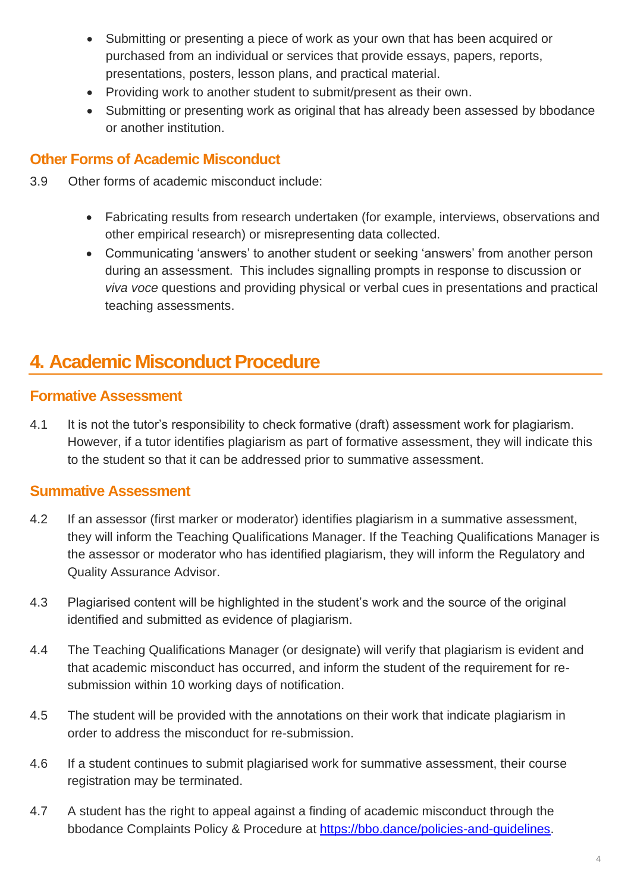- Submitting or presenting a piece of work as your own that has been acquired or purchased from an individual or services that provide essays, papers, reports, presentations, posters, lesson plans, and practical material.
- Providing work to another student to submit/present as their own.
- Submitting or presenting work as original that has already been assessed by bbodance or another institution.

### Other Forms of Academic Misconduct

3.9 Other forms of academic misconduct include:

- Fabricating results from research undertaken (for example, interviews, observations and other empirical research) or misrepresenting data collected.
- Communicating 'answers' to another student or seeking 'answers' from another person during an assessment. This includes signalling prompts in response to discussion or *viva voce* questions and providing physical or verbal cues in presentations and practical teaching assessments.

## 4. Academic Misconduct Procedure

### Formative Assessment

4.1 It is not the tutor's responsibility to check formative (draft) assessment work for plagiarism. However, if a tutor identifies plagiarism as part of formative assessment, they will indicate this to the student so that it can be addressed prior to summative assessment.

### Summative Assessment

4.2 If an assessor (first marker or moderator) identifies plagiarism in a summative assessment, they will inform the Teaching Qualifications Manager. If the Teaching Qualifications Manager is the assessor or moderator who has identified plagiarism, they will inform the Regulatory and Quality Assurance Advisor.

4.3 Plagiarised content will be highlighted in the student's work and the source of the original identified and submitted as evidence of plagiarism.

4.4 The Teaching Qualifications Manager (or designate) will verify that plagiarism is evident and that academic misconduct has occurred, and inform the student of the requirement for re-submission within 10 working days of notification.

4.5 The student will be provided with the annotations on their work that indicate plagiarism in order to address the misconduct for re-submission.

4.6 If a student continues to submit plagiarised work for summative assessment, their course registration may be terminated.

4.7 A student has the right to appeal against a finding of academic misconduct through the bbodance Complaints Policy & Procedure at [https://bbo.dance/policies-and-guidelines](https://bbo.dance/policies-and-guidelines).